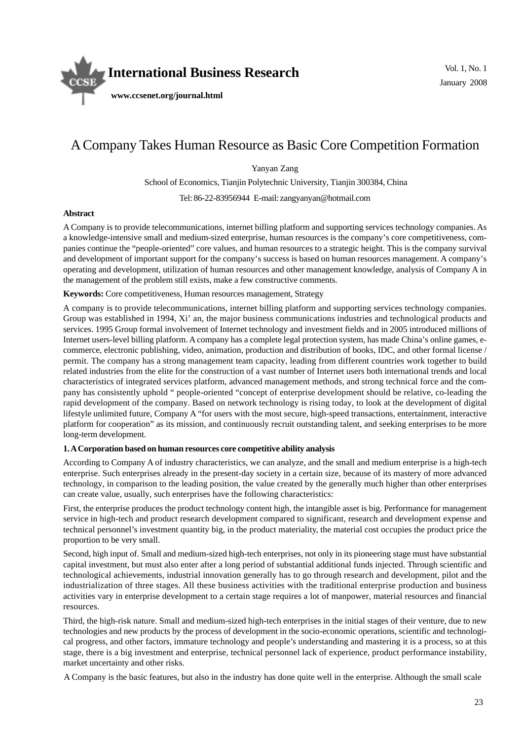# A Company Takes Human Resource as Basic Core Competition Formation

Yanyan Zang

School of Economics, Tianjin Polytechnic University, Tianjin 300384, China

Tel: 86-22-83956944 E-mail: zangyanyan@hotmail.com

**Abstract**

A Company is to provide telecommunications, internet billing platform and supporting services technology companies. As a knowledge-intensive small and medium-sized enterprise, human resources is the company's core competitiveness, companies continue the "people-oriented" core values, and human resources to a strategic height. This is the company survival and development of important support for the company's success is based on human resources management. A company's operating and development, utilization of human resources and other management knowledge, analysis of Company A in the management of the problem still exists, make a few constructive comments.

**Keywords:** Core competitiveness, Human resources management, Strategy

A company is to provide telecommunications, internet billing platform and supporting services technology companies. Group was established in 1994, Xi' an, the major business communications industries and technological products and services. 1995 Group formal involvement of Internet technology and investment fields and in 2005 introduced millions of Internet users-level billing platform. A company has a complete legal protection system, has made China's online games, e-commerce, electronic publishing, video, animation, production and distribution of books, IDC, and other formal license / permit. The company has a strong management team capacity, leading from different countries work together to build related industries from the elite for the construction of a vast number of Internet users both international trends and local characteristics of integrated services platform, advanced management methods, and strong technical force and the company has consistently uphold " people-oriented "concept of enterprise development should be relative, co-leading the rapid development of the company. Based on network technology is rising today, to look at the development of digital lifestyle unlimited future, Company A "for users with the most secure, high-speed transactions, entertainment, interactive platform for cooperation" as its mission, and continuously recruit outstanding talent, and seeking enterprises to be more long-term development.

## 1. A Corporation based on human resources core competitive ability analysis

According to Company A of industry characteristics, we can analyze, and the small and medium enterprise is a high-tech enterprise. Such enterprises already in the present-day society in a certain size, because of its mastery of more advanced technology, in comparison to the leading position, the value created by the generally much higher than other enterprises can create value, usually, such enterprises have the following characteristics:

First, the enterprise produces the product technology content high, the intangible asset is big. Performance for management service in high-tech and product research development compared to significant, research and development expense and technical personnel's investment quantity big, in the product materiality, the material cost occupies the product price the proportion to be very small.

Second, high input of. Small and medium-sized high-tech enterprises, not only in its pioneering stage must have substantial capital investment, but must also enter after a long period of substantial additional funds injected. Through scientific and technological achievements, industrial innovation generally has to go through research and development, pilot and the industrialization of three stages. All these business activities with the traditional enterprise production and business activities vary in enterprise development to a certain stage requires a lot of manpower, material resources and financial resources.

Third, the high-risk nature. Small and medium-sized high-tech enterprises in the initial stages of their venture, due to new technologies and new products by the process of development in the socio-economic operations, scientific and technological progress, and other factors, immature technology and people's understanding and mastering it is a process, so at this stage, there is a big investment and enterprise, technical personnel lack of experience, product performance instability, market uncertainty and other risks.

A Company is the basic features, but also in the industry has done quite well in the enterprise. Although the small scale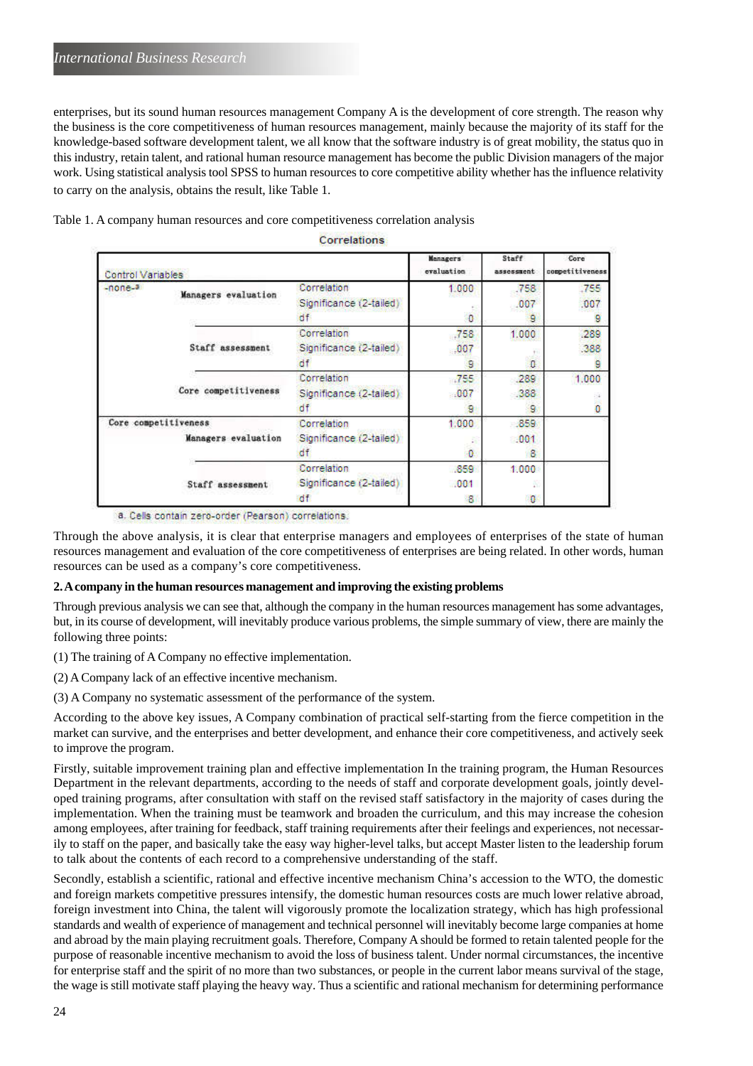enterprises, but its sound human resources management Company A is the development of core strength. The reason why the business is the core competitiveness of human resources management, mainly because the majority of its staff for the knowledge-based software development talent, we all know that the software industry is of great mobility, the status quo in this industry, retain talent, and rational human resource management has become the public Division managers of the major work. Using statistical analysis tool SPSS to human resources to core competitive ability whether has the influence relativity to carry on the analysis, obtains the result, like Table 1.

Table 1. A company human resources and core competitiveness correlation analysis

Correlations

| Control Variables | | | Managers evaluation | Staff assessment | Core competitiveness |
|---|---|---|---|---|---|
| -none-a | Managers evaluation | Correlation | 1.000 | .758 | .755 |
| | | Significance (2-tailed) | . | .007 | .007 |
| | | df | 0 | 9 | 9 |
| | Staff assessment | Correlation | .758 | 1.000 | .289 |
| | | Significance (2-tailed) | .007 | . | .388 |
| | | df | 9 | 0 | 9 |
| | Core competitiveness | Correlation | .755 | .289 | 1.000 |
| | | Significance (2-tailed) | .007 | .388 | . |
| | | df | 9 | 9 | 0 |
| Core competitiveness | Managers evaluation | Correlation | 1.000 | .859 | |
| | | Significance (2-tailed) | . | .001 | |
| | | df | 0 | 8 | |
| | Staff assessment | Correlation | .859 | 1.000 | |
| | | Significance (2-tailed) | .001 | . | |
| | | df | 8 | 0 | |

a. Cells contain zero-order (Pearson) correlations.

Through the above analysis, it is clear that enterprise managers and employees of enterprises of the state of human resources management and evaluation of the core competitiveness of enterprises are being related. In other words, human resources can be used as a company's core competitiveness.

**2. A company in the human resources management and improving the existing problems**

Through previous analysis we can see that, although the company in the human resources management has some advantages, but, in its course of development, will inevitably produce various problems, the simple summary of view, there are mainly the following three points:

(1) The training of A Company no effective implementation.

(2) A Company lack of an effective incentive mechanism.

(3) A Company no systematic assessment of the performance of the system.

According to the above key issues, A Company combination of practical self-starting from the fierce competition in the market can survive, and the enterprises and better development, and enhance their core competitiveness, and actively seek to improve the program.

Firstly, suitable improvement training plan and effective implementation In the training program, the Human Resources Department in the relevant departments, according to the needs of staff and corporate development goals, jointly developed training programs, after consultation with staff on the revised staff satisfactory in the majority of cases during the implementation. When the training must be teamwork and broaden the curriculum, and this may increase the cohesion among employees, after training for feedback, staff training requirements after their feelings and experiences, not necessarily to staff on the paper, and basically take the easy way higher-level talks, but accept Master listen to the leadership forum to talk about the contents of each record to a comprehensive understanding of the staff.

Secondly, establish a scientific, rational and effective incentive mechanism China's accession to the WTO, the domestic and foreign markets competitive pressures intensify, the domestic human resources costs are much lower relative abroad, foreign investment into China, the talent will vigorously promote the localization strategy, which has high professional standards and wealth of experience of management and technical personnel will inevitably become large companies at home and abroad by the main playing recruitment goals. Therefore, Company A should be formed to retain talented people for the purpose of reasonable incentive mechanism to avoid the loss of business talent. Under normal circumstances, the incentive for enterprise staff and the spirit of no more than two substances, or people in the current labor means survival of the stage, the wage is still motivate staff playing the heavy way. Thus a scientific and rational mechanism for determining performance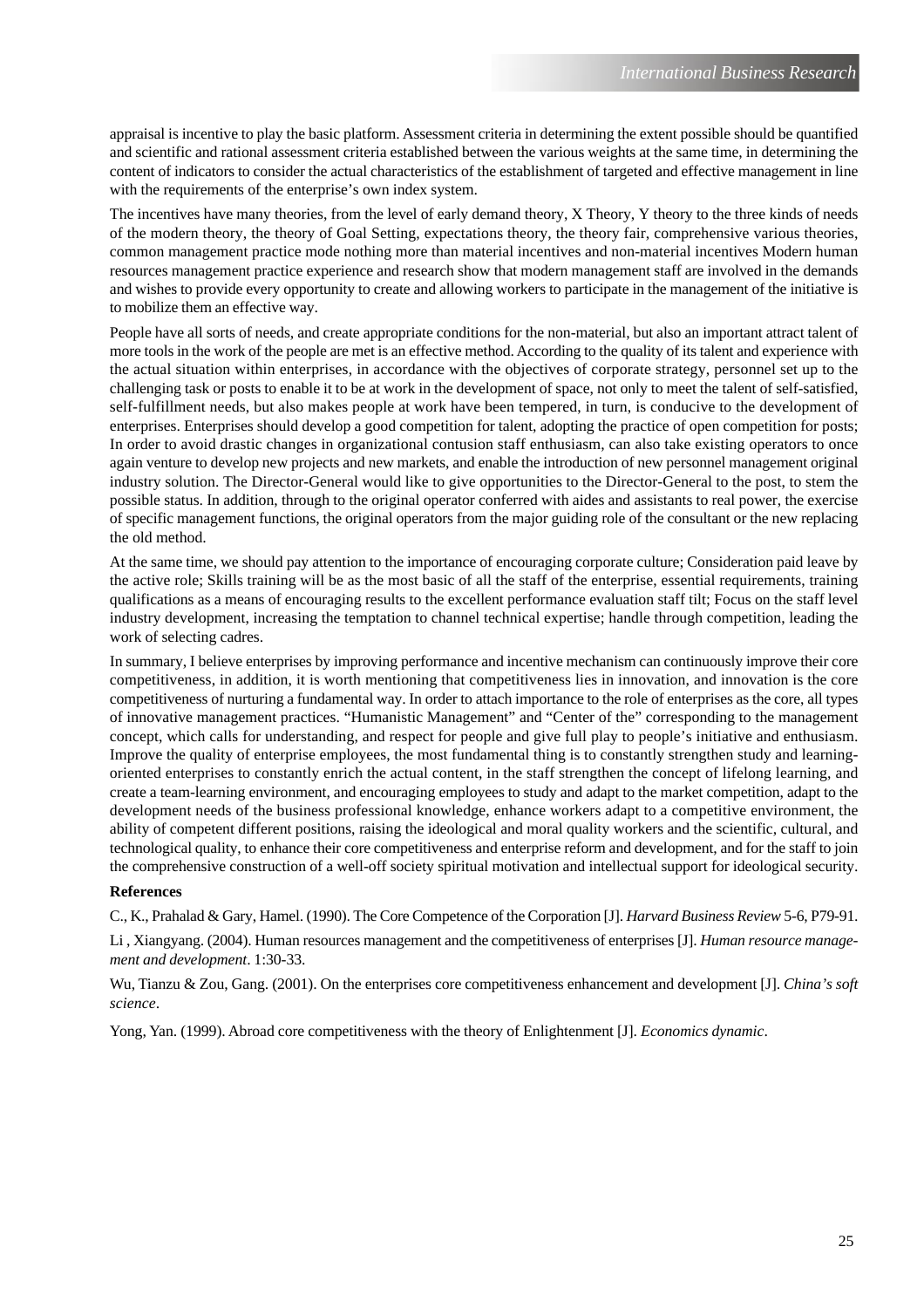appraisal is incentive to play the basic platform. Assessment criteria in determining the extent possible should be quantified and scientific and rational assessment criteria established between the various weights at the same time, in determining the content of indicators to consider the actual characteristics of the establishment of targeted and effective management in line with the requirements of the enterprise's own index system.

The incentives have many theories, from the level of early demand theory, X Theory, Y theory to the three kinds of needs of the modern theory, the theory of Goal Setting, expectations theory, the theory fair, comprehensive various theories, common management practice mode nothing more than material incentives and non-material incentives Modern human resources management practice experience and research show that modern management staff are involved in the demands and wishes to provide every opportunity to create and allowing workers to participate in the management of the initiative is to mobilize them an effective way.

People have all sorts of needs, and create appropriate conditions for the non-material, but also an important attract talent of more tools in the work of the people are met is an effective method. According to the quality of its talent and experience with the actual situation within enterprises, in accordance with the objectives of corporate strategy, personnel set up to the challenging task or posts to enable it to be at work in the development of space, not only to meet the talent of self-satisfied, self-fulfillment needs, but also makes people at work have been tempered, in turn, is conducive to the development of enterprises. Enterprises should develop a good competition for talent, adopting the practice of open competition for posts; In order to avoid drastic changes in organizational contusion staff enthusiasm, can also take existing operators to once again venture to develop new projects and new markets, and enable the introduction of new personnel management original industry solution. The Director-General would like to give opportunities to the Director-General to the post, to stem the possible status. In addition, through to the original operator conferred with aides and assistants to real power, the exercise of specific management functions, the original operators from the major guiding role of the consultant or the new replacing the old method.

At the same time, we should pay attention to the importance of encouraging corporate culture; Consideration paid leave by the active role; Skills training will be as the most basic of all the staff of the enterprise, essential requirements, training qualifications as a means of encouraging results to the excellent performance evaluation staff tilt; Focus on the staff level industry development, increasing the temptation to channel technical expertise; handle through competition, leading the work of selecting cadres.

In summary, I believe enterprises by improving performance and incentive mechanism can continuously improve their core competitiveness, in addition, it is worth mentioning that competitiveness lies in innovation, and innovation is the core competitiveness of nurturing a fundamental way. In order to attach importance to the role of enterprises as the core, all types of innovative management practices. "Humanistic Management" and "Center of the" corresponding to the management concept, which calls for understanding, and respect for people and give full play to people's initiative and enthusiasm. Improve the quality of enterprise employees, the most fundamental thing is to constantly strengthen study and learning-oriented enterprises to constantly enrich the actual content, in the staff strengthen the concept of lifelong learning, and create a team-learning environment, and encouraging employees to study and adapt to the market competition, adapt to the development needs of the business professional knowledge, enhance workers adapt to a competitive environment, the ability of competent different positions, raising the ideological and moral quality workers and the scientific, cultural, and technological quality, to enhance their core competitiveness and enterprise reform and development, and for the staff to join the comprehensive construction of a well-off society spiritual motivation and intellectual support for ideological security.

## References

C., K., Prahalad & Gary, Hamel. (1990). The Core Competence of the Corporation [J]. *Harvard Business Review* 5-6, P79-91.

Li , Xiangyang. (2004). Human resources management and the competitiveness of enterprises [J]. *Human resource management and development*. 1:30-33.

Wu, Tianzu & Zou, Gang. (2001). On the enterprises core competitiveness enhancement and development [J]. *China's soft science*.

Yong, Yan. (1999). Abroad core competitiveness with the theory of Enlightenment [J]. *Economics dynamic*.